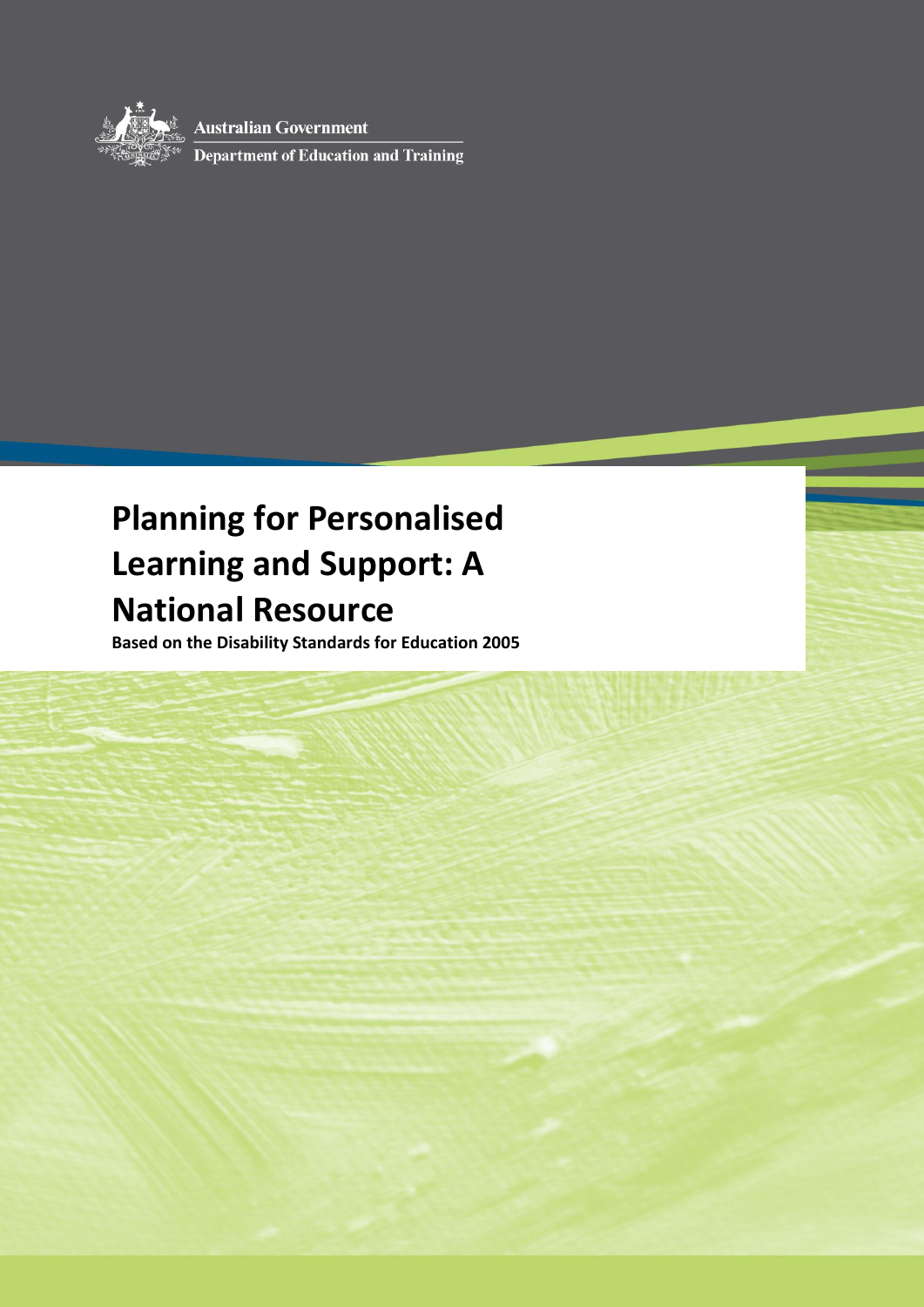Australian Government

Department of Education and Training

# Planning for Personalised Learning and Support: A National Resource

**Based on the Disability Standards for Education 2005**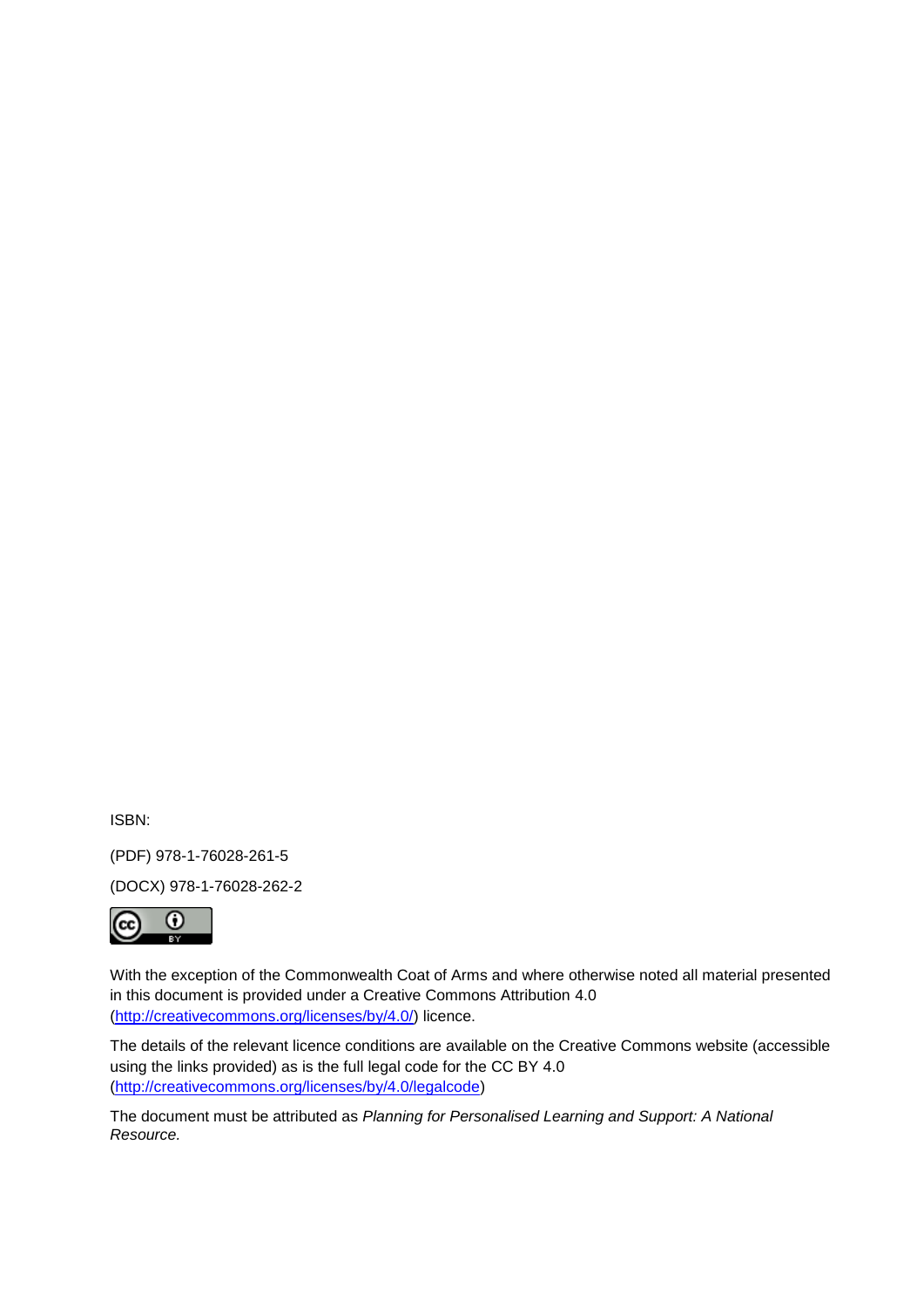ISBN:

(PDF) 978-1-76028-261-5

(DOCX) 978-1-76028-262-2

With the exception of the Commonwealth Coat of Arms and where otherwise noted all material presented in this document is provided under a Creative Commons Attribution 4.0 (http://creativecommons.org/licenses/by/4.0/) licence.

The details of the relevant licence conditions are available on the Creative Commons website (accessible using the links provided) as is the full legal code for the CC BY 4.0 (http://creativecommons.org/licenses/by/4.0/legalcode)

The document must be attributed as *Planning for Personalised Learning and Support: A National Resource.*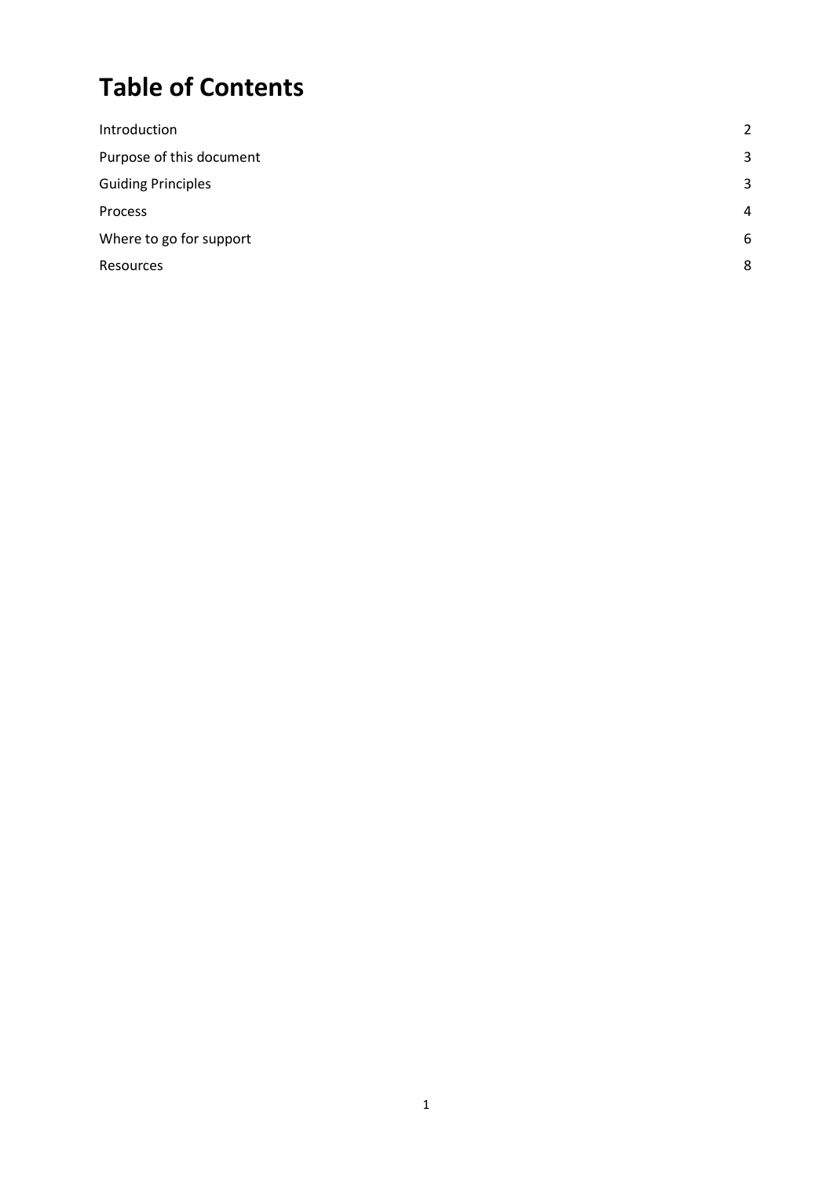# Table of Contents

| | |
|---|---|
| Introduction | 2 |
| Purpose of this document | 3 |
| Guiding Principles | 3 |
| Process | 4 |
| Where to go for support | 6 |
| Resources | 8 |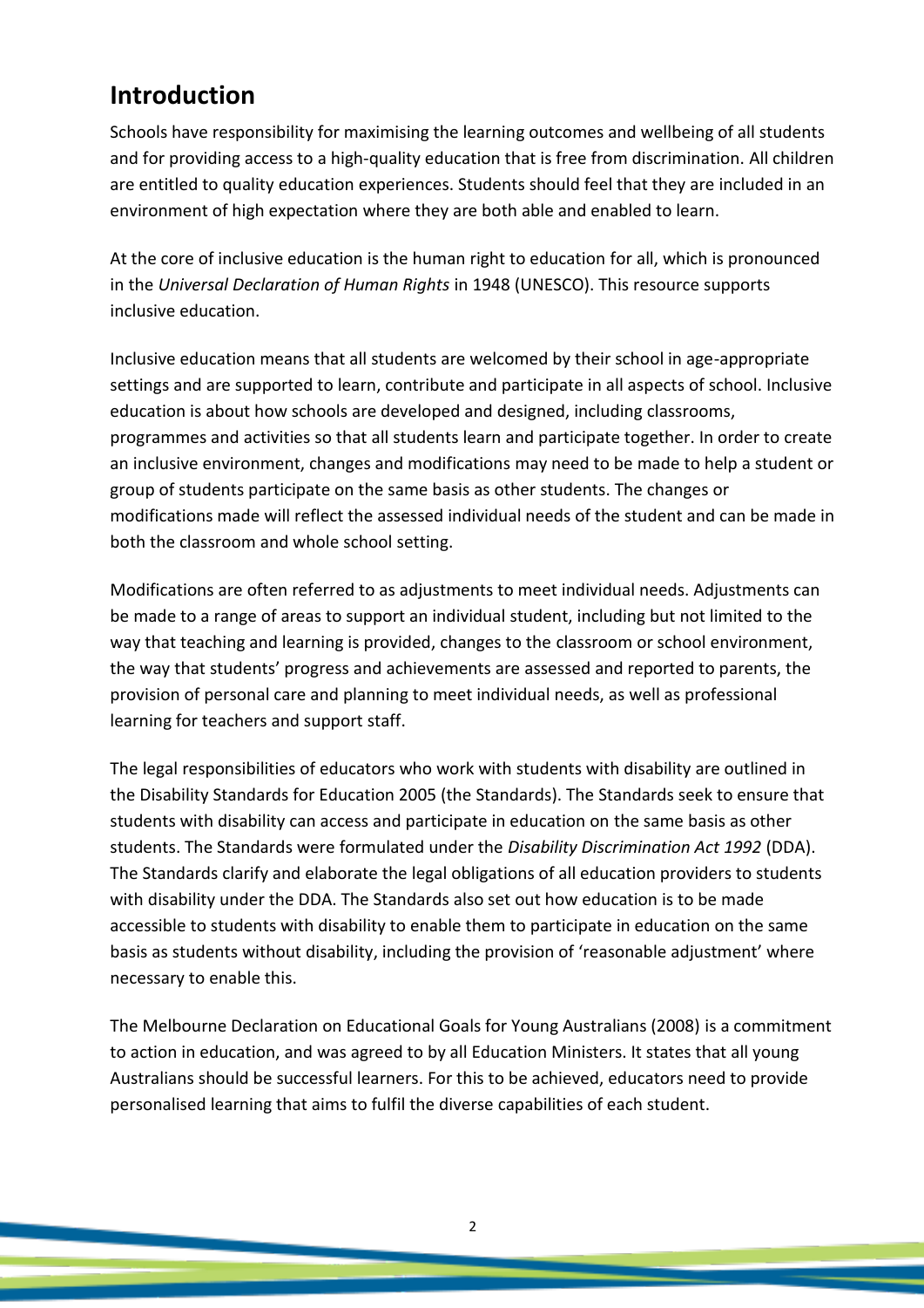## Introduction

Schools have responsibility for maximising the learning outcomes and wellbeing of all students and for providing access to a high-quality education that is free from discrimination. All children are entitled to quality education experiences. Students should feel that they are included in an environment of high expectation where they are both able and enabled to learn.

At the core of inclusive education is the human right to education for all, which is pronounced in the *Universal Declaration of Human Rights* in 1948 (UNESCO). This resource supports inclusive education.

Inclusive education means that all students are welcomed by their school in age-appropriate settings and are supported to learn, contribute and participate in all aspects of school. Inclusive education is about how schools are developed and designed, including classrooms, programmes and activities so that all students learn and participate together. In order to create an inclusive environment, changes and modifications may need to be made to help a student or group of students participate on the same basis as other students. The changes or modifications made will reflect the assessed individual needs of the student and can be made in both the classroom and whole school setting.

Modifications are often referred to as adjustments to meet individual needs. Adjustments can be made to a range of areas to support an individual student, including but not limited to the way that teaching and learning is provided, changes to the classroom or school environment, the way that students' progress and achievements are assessed and reported to parents, the provision of personal care and planning to meet individual needs, as well as professional learning for teachers and support staff.

The legal responsibilities of educators who work with students with disability are outlined in the Disability Standards for Education 2005 (the Standards). The Standards seek to ensure that students with disability can access and participate in education on the same basis as other students. The Standards were formulated under the *Disability Discrimination Act 1992* (DDA). The Standards clarify and elaborate the legal obligations of all education providers to students with disability under the DDA. The Standards also set out how education is to be made accessible to students with disability to enable them to participate in education on the same basis as students without disability, including the provision of 'reasonable adjustment' where necessary to enable this.

The Melbourne Declaration on Educational Goals for Young Australians (2008) is a commitment to action in education, and was agreed to by all Education Ministers. It states that all young Australians should be successful learners. For this to be achieved, educators need to provide personalised learning that aims to fulfil the diverse capabilities of each student.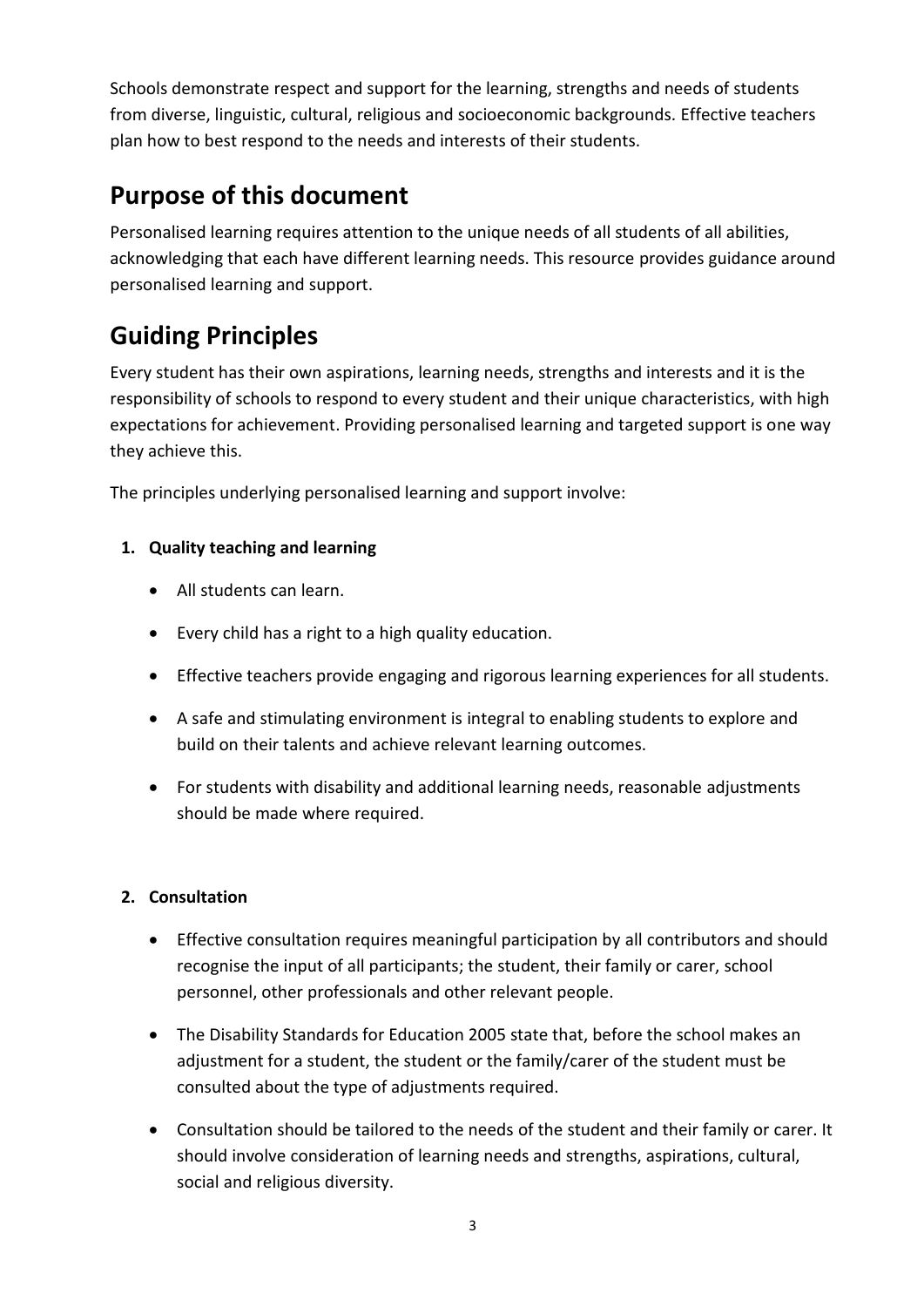Schools demonstrate respect and support for the learning, strengths and needs of students from diverse, linguistic, cultural, religious and socioeconomic backgrounds. Effective teachers plan how to best respond to the needs and interests of their students.

## Purpose of this document

Personalised learning requires attention to the unique needs of all students of all abilities, acknowledging that each have different learning needs. This resource provides guidance around personalised learning and support.

## Guiding Principles

Every student has their own aspirations, learning needs, strengths and interests and it is the responsibility of schools to respond to every student and their unique characteristics, with high expectations for achievement. Providing personalised learning and targeted support is one way they achieve this.

The principles underlying personalised learning and support involve:

1. **Quality teaching and learning**

   - All students can learn.
   - Every child has a right to a high quality education.
   - Effective teachers provide engaging and rigorous learning experiences for all students.
   - A safe and stimulating environment is integral to enabling students to explore and build on their talents and achieve relevant learning outcomes.
   - For students with disability and additional learning needs, reasonable adjustments should be made where required.

2. **Consultation**

   - Effective consultation requires meaningful participation by all contributors and should recognise the input of all participants; the student, their family or carer, school personnel, other professionals and other relevant people.
   - The Disability Standards for Education 2005 state that, before the school makes an adjustment for a student, the student or the family/carer of the student must be consulted about the type of adjustments required.
   - Consultation should be tailored to the needs of the student and their family or carer. It should involve consideration of learning needs and strengths, aspirations, cultural, social and religious diversity.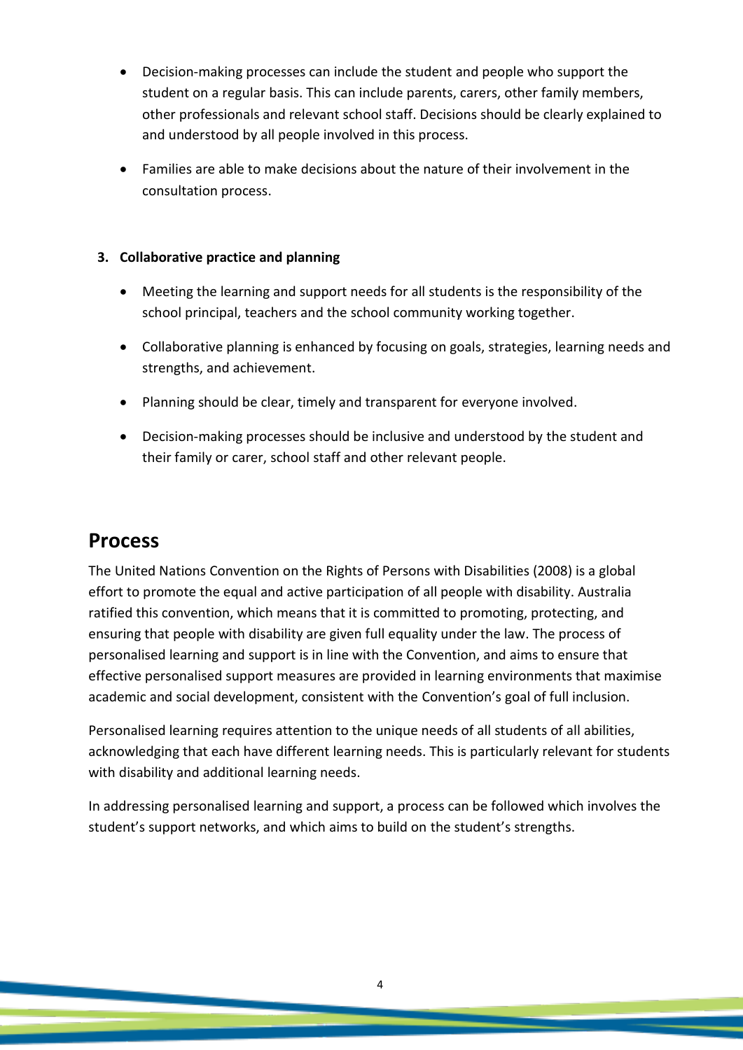- Decision-making processes can include the student and people who support the student on a regular basis. This can include parents, carers, other family members, other professionals and relevant school staff. Decisions should be clearly explained to and understood by all people involved in this process.
- Families are able to make decisions about the nature of their involvement in the consultation process.

**3. Collaborative practice and planning**

- Meeting the learning and support needs for all students is the responsibility of the school principal, teachers and the school community working together.
- Collaborative planning is enhanced by focusing on goals, strategies, learning needs and strengths, and achievement.
- Planning should be clear, timely and transparent for everyone involved.
- Decision-making processes should be inclusive and understood by the student and their family or carer, school staff and other relevant people.

## Process

The United Nations Convention on the Rights of Persons with Disabilities (2008) is a global effort to promote the equal and active participation of all people with disability. Australia ratified this convention, which means that it is committed to promoting, protecting, and ensuring that people with disability are given full equality under the law. The process of personalised learning and support is in line with the Convention, and aims to ensure that effective personalised support measures are provided in learning environments that maximise academic and social development, consistent with the Convention's goal of full inclusion.

Personalised learning requires attention to the unique needs of all students of all abilities, acknowledging that each have different learning needs. This is particularly relevant for students with disability and additional learning needs.

In addressing personalised learning and support, a process can be followed which involves the student's support networks, and which aims to build on the student's strengths.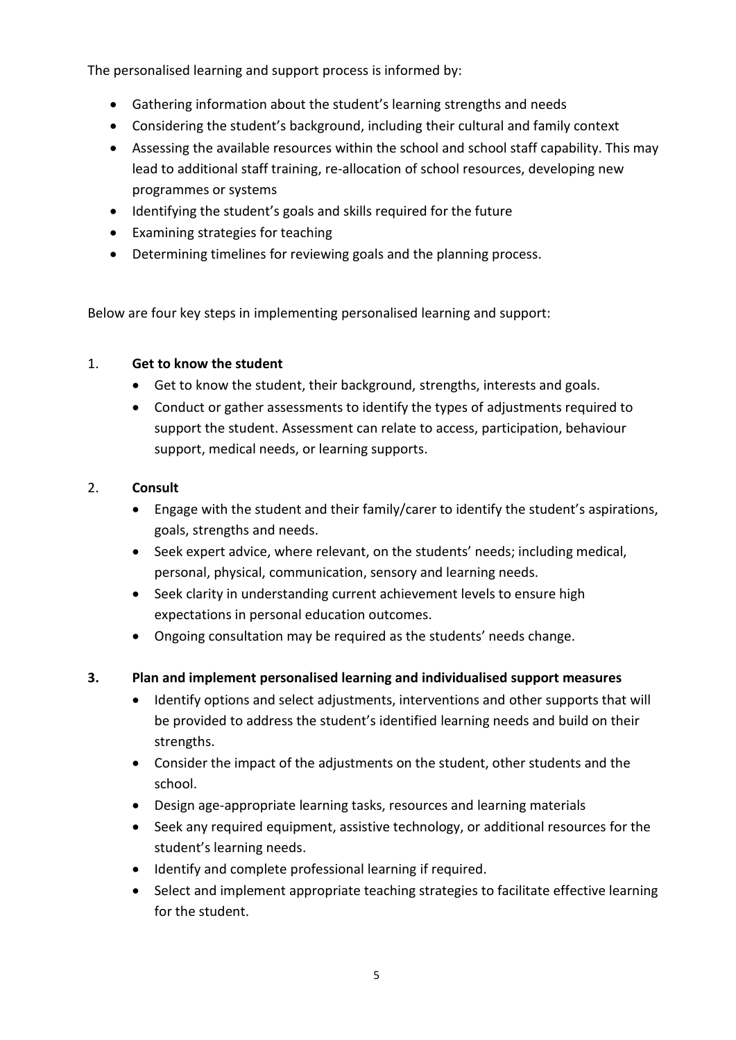The personalised learning and support process is informed by:

- Gathering information about the student's learning strengths and needs
- Considering the student's background, including their cultural and family context
- Assessing the available resources within the school and school staff capability. This may lead to additional staff training, re-allocation of school resources, developing new programmes or systems
- Identifying the student's goals and skills required for the future
- Examining strategies for teaching
- Determining timelines for reviewing goals and the planning process.

Below are four key steps in implementing personalised learning and support:

1. **Get to know the student**
   - Get to know the student, their background, strengths, interests and goals.
   - Conduct or gather assessments to identify the types of adjustments required to support the student. Assessment can relate to access, participation, behaviour support, medical needs, or learning supports.

2. **Consult**
   - Engage with the student and their family/carer to identify the student's aspirations, goals, strengths and needs.
   - Seek expert advice, where relevant, on the students' needs; including medical, personal, physical, communication, sensory and learning needs.
   - Seek clarity in understanding current achievement levels to ensure high expectations in personal education outcomes.
   - Ongoing consultation may be required as the students' needs change.

3. **Plan and implement personalised learning and individualised support measures**
   - Identify options and select adjustments, interventions and other supports that will be provided to address the student's identified learning needs and build on their strengths.
   - Consider the impact of the adjustments on the student, other students and the school.
   - Design age-appropriate learning tasks, resources and learning materials
   - Seek any required equipment, assistive technology, or additional resources for the student's learning needs.
   - Identify and complete professional learning if required.
   - Select and implement appropriate teaching strategies to facilitate effective learning for the student.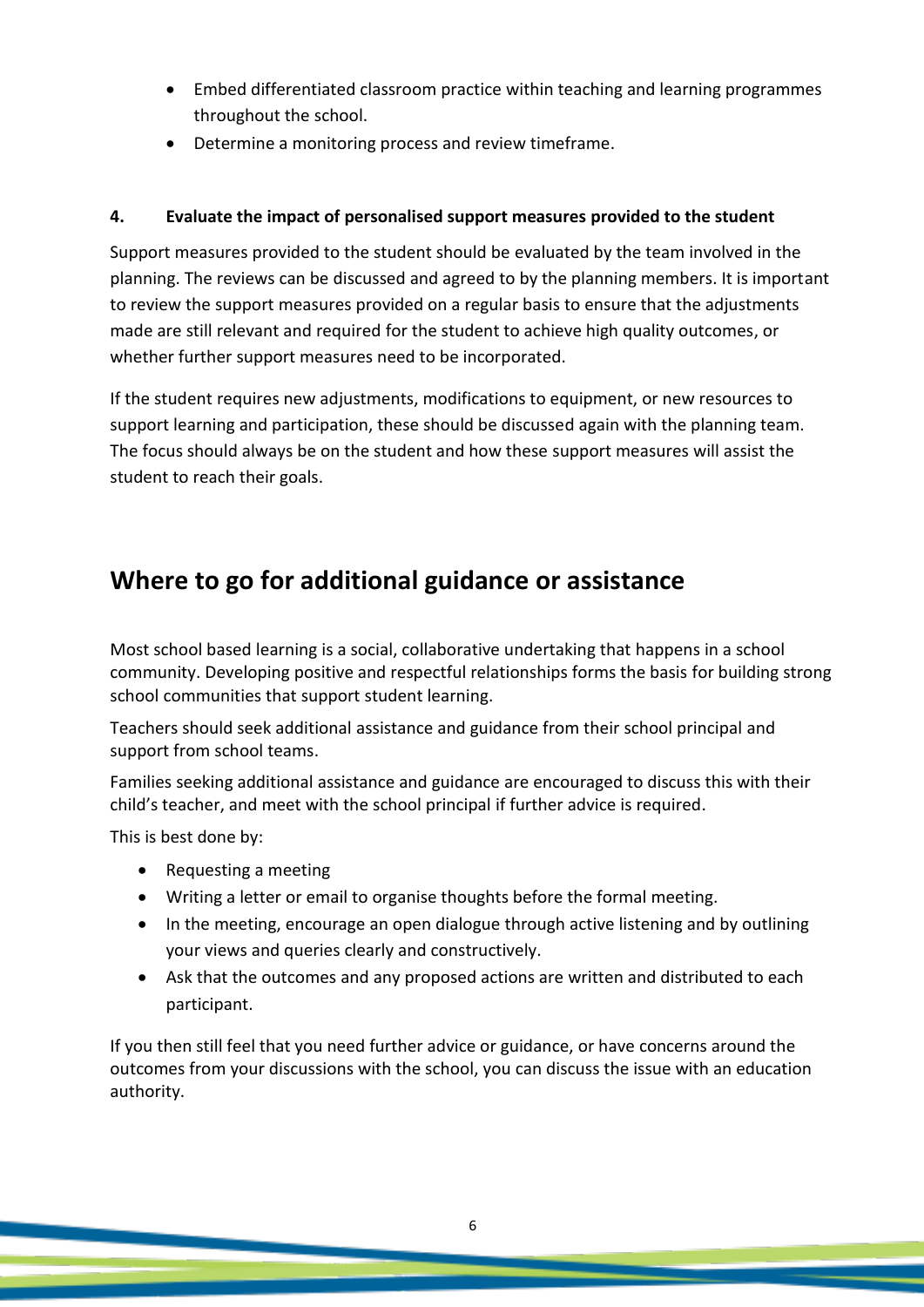- Embed differentiated classroom practice within teaching and learning programmes throughout the school.
- Determine a monitoring process and review timeframe.

**4. Evaluate the impact of personalised support measures provided to the student**

Support measures provided to the student should be evaluated by the team involved in the planning. The reviews can be discussed and agreed to by the planning members. It is important to review the support measures provided on a regular basis to ensure that the adjustments made are still relevant and required for the student to achieve high quality outcomes, or whether further support measures need to be incorporated.

If the student requires new adjustments, modifications to equipment, or new resources to support learning and participation, these should be discussed again with the planning team. The focus should always be on the student and how these support measures will assist the student to reach their goals.

## Where to go for additional guidance or assistance

Most school based learning is a social, collaborative undertaking that happens in a school community. Developing positive and respectful relationships forms the basis for building strong school communities that support student learning.

Teachers should seek additional assistance and guidance from their school principal and support from school teams.

Families seeking additional assistance and guidance are encouraged to discuss this with their child's teacher, and meet with the school principal if further advice is required.

This is best done by:

- Requesting a meeting
- Writing a letter or email to organise thoughts before the formal meeting.
- In the meeting, encourage an open dialogue through active listening and by outlining your views and queries clearly and constructively.
- Ask that the outcomes and any proposed actions are written and distributed to each participant.

If you then still feel that you need further advice or guidance, or have concerns around the outcomes from your discussions with the school, you can discuss the issue with an education authority.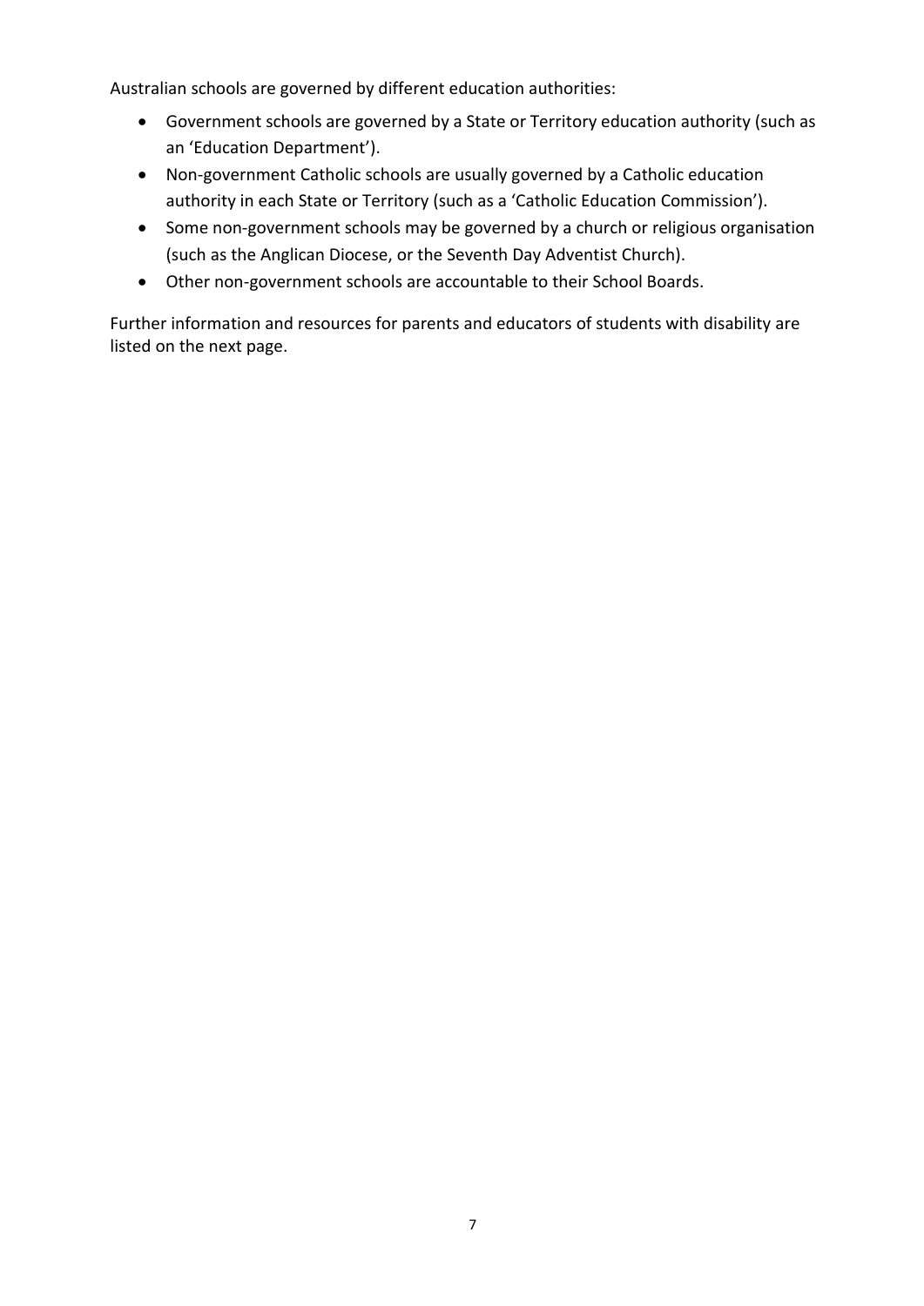Australian schools are governed by different education authorities:

- Government schools are governed by a State or Territory education authority (such as an 'Education Department').
- Non-government Catholic schools are usually governed by a Catholic education authority in each State or Territory (such as a 'Catholic Education Commission').
- Some non-government schools may be governed by a church or religious organisation (such as the Anglican Diocese, or the Seventh Day Adventist Church).
- Other non-government schools are accountable to their School Boards.

Further information and resources for parents and educators of students with disability are listed on the next page.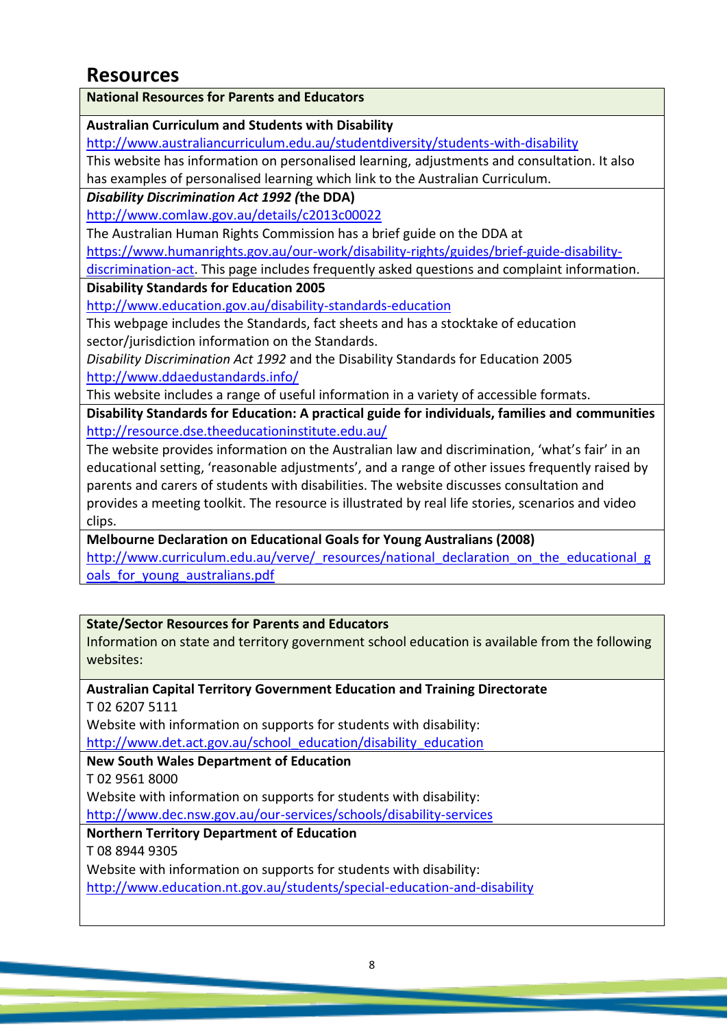# Resources

**National Resources for Parents and Educators**

**Australian Curriculum and Students with Disability**
http://www.australiancurriculum.edu.au/studentdiversity/students-with-disability
This website has information on personalised learning, adjustments and consultation. It also has examples of personalised learning which link to the Australian Curriculum.

***Disability Discrimination Act 1992*** **(the DDA)**
http://www.comlaw.gov.au/details/c2013c00022
The Australian Human Rights Commission has a brief guide on the DDA at https://www.humanrights.gov.au/our-work/disability-rights/guides/brief-guide-disability-discrimination-act. This page includes frequently asked questions and complaint information.

**Disability Standards for Education 2005**
http://www.education.gov.au/disability-standards-education
This webpage includes the Standards, fact sheets and has a stocktake of education sector/jurisdiction information on the Standards.
*Disability Discrimination Act 1992* and the Disability Standards for Education 2005
http://www.ddaedustandards.info/
This website includes a range of useful information in a variety of accessible formats.

**Disability Standards for Education: A practical guide for individuals, families and communities**
http://resource.dse.theeducationinstitute.edu.au/
The website provides information on the Australian law and discrimination, 'what's fair' in an educational setting, 'reasonable adjustments', and a range of other issues frequently raised by parents and carers of students with disabilities. The website discusses consultation and provides a meeting toolkit. The resource is illustrated by real life stories, scenarios and video clips.

**Melbourne Declaration on Educational Goals for Young Australians (2008)**
http://www.curriculum.edu.au/verve/_resources/national_declaration_on_the_educational_goals_for_young_australians.pdf

**State/Sector Resources for Parents and Educators**
Information on state and territory government school education is available from the following websites:

**Australian Capital Territory Government Education and Training Directorate**
T 02 6207 5111
Website with information on supports for students with disability:
http://www.det.act.gov.au/school_education/disability_education

**New South Wales Department of Education**
T 02 9561 8000
Website with information on supports for students with disability:
http://www.dec.nsw.gov.au/our-services/schools/disability-services

**Northern Territory Department of Education**
T 08 8944 9305
Website with information on supports for students with disability:
http://www.education.nt.gov.au/students/special-education-and-disability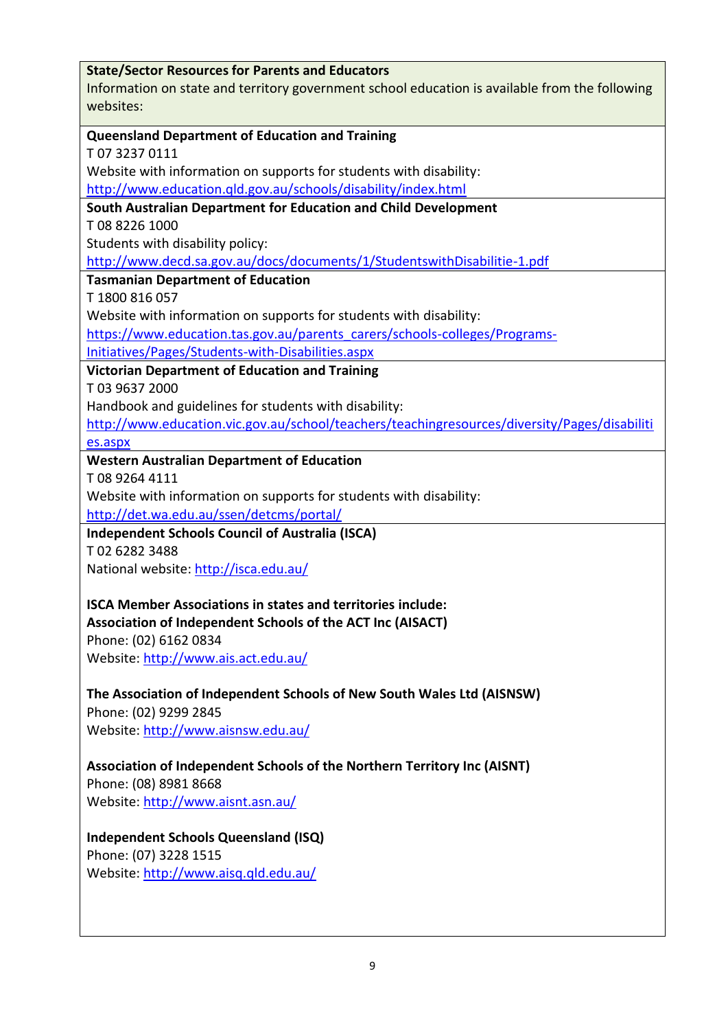**State/Sector Resources for Parents and Educators**

Information on state and territory government school education is available from the following websites:

**Queensland Department of Education and Training**
T 07 3237 0111
Website with information on supports for students with disability:
http://www.education.qld.gov.au/schools/disability/index.html

**South Australian Department for Education and Child Development**
T 08 8226 1000
Students with disability policy:
http://www.decd.sa.gov.au/docs/documents/1/StudentswithDisabilitie-1.pdf

**Tasmanian Department of Education**
T 1800 816 057
Website with information on supports for students with disability:
https://www.education.tas.gov.au/parents_carers/schools-colleges/Programs-Initiatives/Pages/Students-with-Disabilities.aspx

**Victorian Department of Education and Training**
T 03 9637 2000
Handbook and guidelines for students with disability:
http://www.education.vic.gov.au/school/teachers/teachingresources/diversity/Pages/disabilities.aspx

**Western Australian Department of Education**
T 08 9264 4111
Website with information on supports for students with disability:
http://det.wa.edu.au/ssen/detcms/portal/

**Independent Schools Council of Australia (ISCA)**
T 02 6282 3488
National website: http://isca.edu.au/

**ISCA Member Associations in states and territories include:**

**Association of Independent Schools of the ACT Inc (AISACT)**
Phone: (02) 6162 0834
Website: http://www.ais.act.edu.au/

**The Association of Independent Schools of New South Wales Ltd (AISNSW)**
Phone: (02) 9299 2845
Website: http://www.aisnsw.edu.au/

**Association of Independent Schools of the Northern Territory Inc (AISNT)**
Phone: (08) 8981 8668
Website: http://www.aisnt.asn.au/

**Independent Schools Queensland (ISQ)**
Phone: (07) 3228 1515
Website: http://www.aisq.qld.edu.au/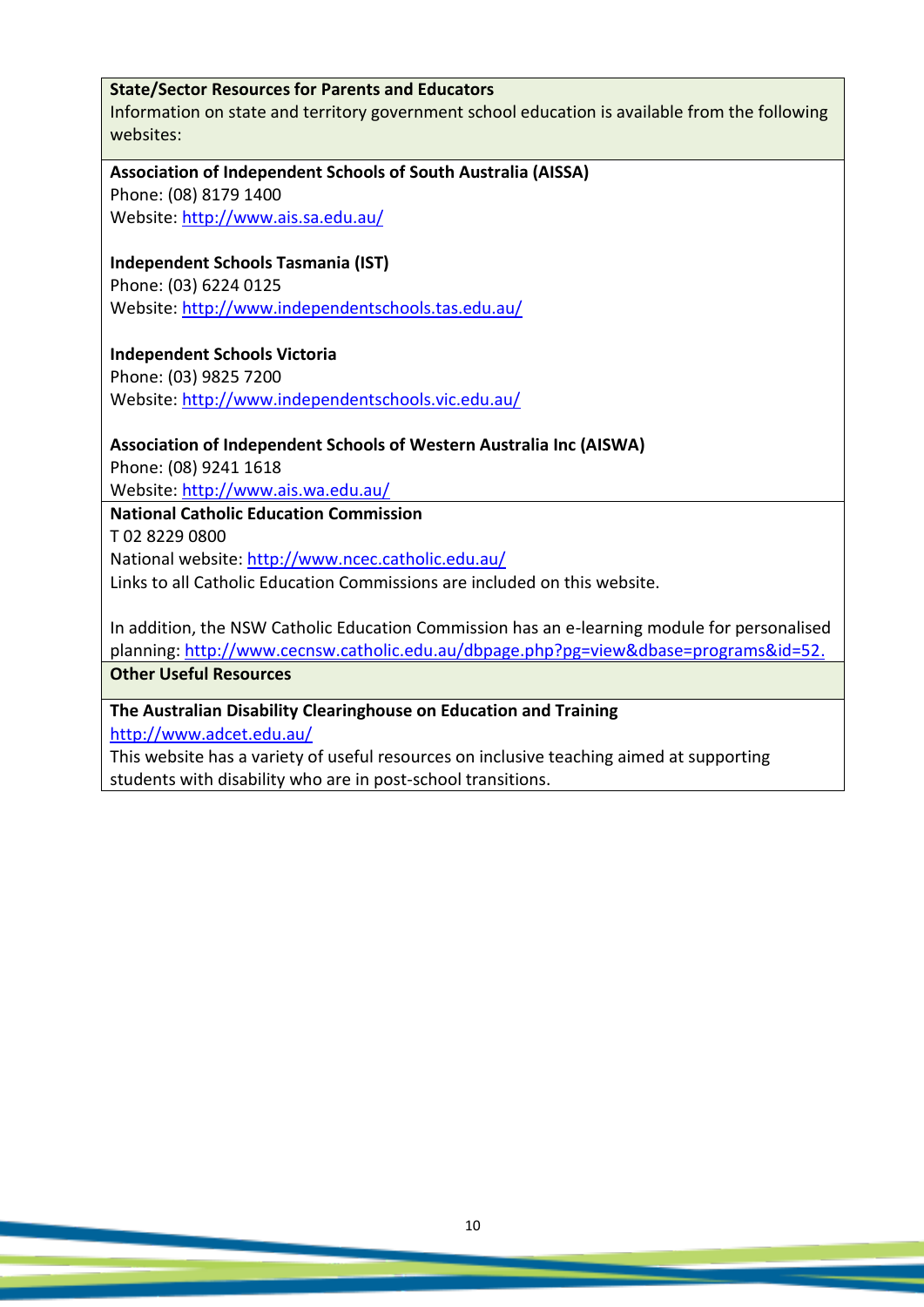**State/Sector Resources for Parents and Educators**

Information on state and territory government school education is available from the following websites:

**Association of Independent Schools of South Australia (AISSA)**
Phone: (08) 8179 1400
Website: http://www.ais.sa.edu.au/

**Independent Schools Tasmania (IST)**
Phone: (03) 6224 0125
Website: http://www.independentschools.tas.edu.au/

**Independent Schools Victoria**
Phone: (03) 9825 7200
Website: http://www.independentschools.vic.edu.au/

**Association of Independent Schools of Western Australia Inc (AISWA)**
Phone: (08) 9241 1618
Website: http://www.ais.wa.edu.au/

**National Catholic Education Commission**
T 02 8229 0800
National website: http://www.ncec.catholic.edu.au/
Links to all Catholic Education Commissions are included on this website.

In addition, the NSW Catholic Education Commission has an e-learning module for personalised planning: http://www.cecnsw.catholic.edu.au/dbpage.php?pg=view&dbase=programs&id=52.

**Other Useful Resources**

**The Australian Disability Clearinghouse on Education and Training**
http://www.adcet.edu.au/
This website has a variety of useful resources on inclusive teaching aimed at supporting students with disability who are in post-school transitions.